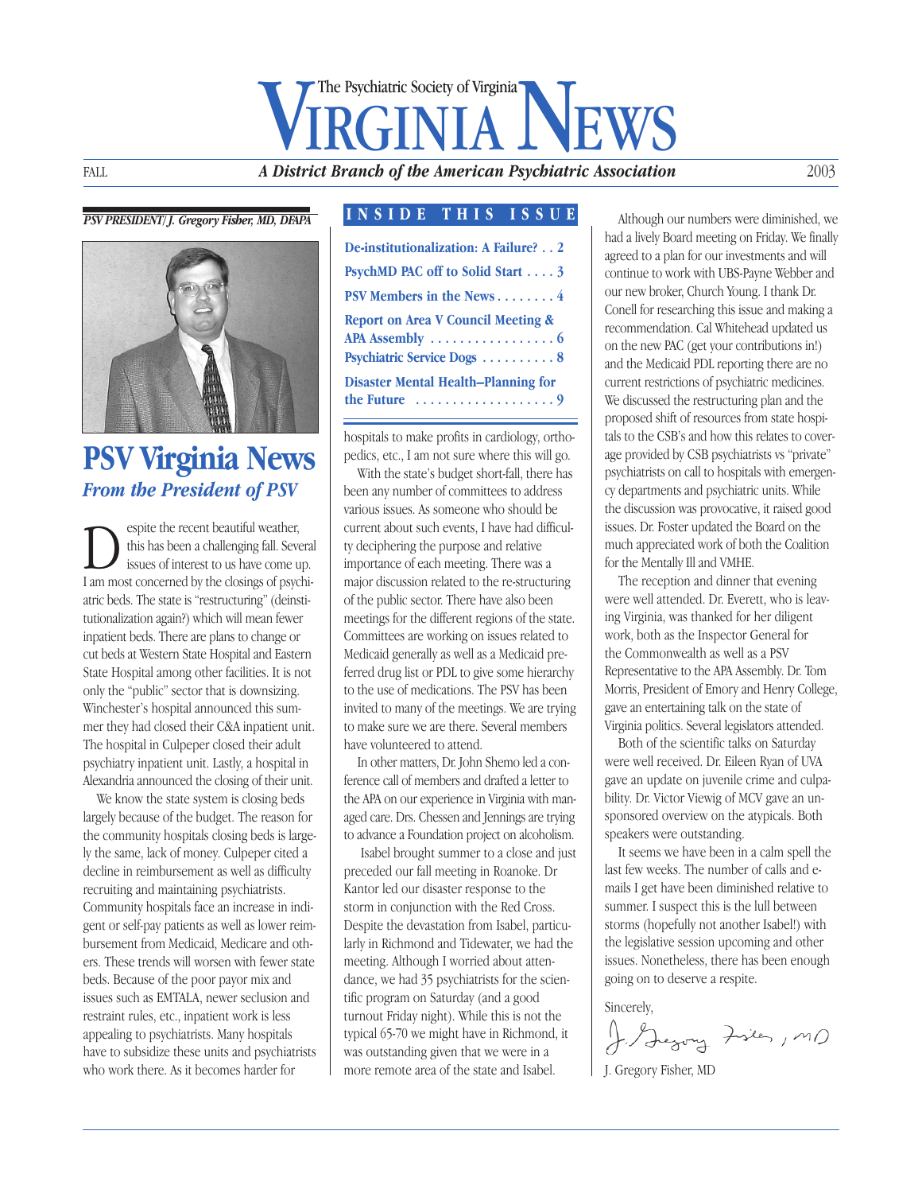# The Psychiatric Society of Virginia VIRGINIA NEWS

FALL — ***A District Branch of the American Psychiatric Association*** — 2003

***PSV PRESIDENT/ J. Gregory Fisher, MD, DFAPA***

## PSV Virginia News

### *From the President of PSV*

Despite the recent beautiful weather, this has been a challenging fall. Several issues of interest to us have come up. I am most concerned by the closings of psychiatric beds. The state is "restructuring" (deinstitutionalization again?) which will mean fewer inpatient beds. There are plans to change or cut beds at Western State Hospital and Eastern State Hospital among other facilities. It is not only the "public" sector that is downsizing. Winchester's hospital announced this summer they had closed their C&A inpatient unit. The hospital in Culpeper closed their adult psychiatry inpatient unit. Lastly, a hospital in Alexandria announced the closing of their unit.

We know the state system is closing beds largely because of the budget. The reason for the community hospitals closing beds is largely the same, lack of money. Culpeper cited a decline in reimbursement as well as difficulty recruiting and maintaining psychiatrists. Community hospitals face an increase in indigent or self-pay patients as well as lower reimbursement from Medicaid, Medicare and others. These trends will worsen with fewer state beds. Because of the poor payor mix and issues such as EMTALA, newer seclusion and restraint rules, etc., inpatient work is less appealing to psychiatrists. Many hospitals have to subsidize these units and psychiatrists who work there. As it becomes harder for hospitals to make profits in cardiology, orthopedics, etc., I am not sure where this will go.

With the state's budget short-fall, there has been any number of committees to address various issues. As someone who should be current about such events, I have had difficulty deciphering the purpose and relative importance of each meeting. There was a major discussion related to the re-structuring of the public sector. There have also been meetings for the different regions of the state. Committees are working on issues related to Medicaid generally as well as a Medicaid preferred drug list or PDL to give some hierarchy to the use of medications. The PSV has been invited to many of the meetings. We are trying to make sure we are there. Several members have volunteered to attend.

In other matters, Dr. John Shemo led a conference call of members and drafted a letter to the APA on our experience in Virginia with managed care. Drs. Chessen and Jennings are trying to advance a Foundation project on alcoholism.

Isabel brought summer to a close and just preceded our fall meeting in Roanoke. Dr Kantor led our disaster response to the storm in conjunction with the Red Cross. Despite the devastation from Isabel, particularly in Richmond and Tidewater, we had the meeting. Although I worried about attendance, we had 35 psychiatrists for the scientific program on Saturday (and a good turnout Friday night). While this is not the typical 65-70 we might have in Richmond, it was outstanding given that we were in a more remote area of the state and Isabel.

Although our numbers were diminished, we had a lively Board meeting on Friday. We finally agreed to a plan for our investments and will continue to work with UBS-Payne Webber and our new broker, Church Young. I thank Dr. Conell for researching this issue and making a recommendation. Cal Whitehead updated us on the new PAC (get your contributions in!) and the Medicaid PDL reporting there are no current restrictions of psychiatric medicines. We discussed the restructuring plan and the proposed shift of resources from state hospitals to the CSB's and how this relates to coverage provided by CSB psychiatrists vs "private" psychiatrists on call to hospitals with emergency departments and psychiatric units. While the discussion was provocative, it raised good issues. Dr. Foster updated the Board on the much appreciated work of both the Coalition for the Mentally Ill and VMHE.

The reception and dinner that evening were well attended. Dr. Everett, who is leaving Virginia, was thanked for her diligent work, both as the Inspector General for the Commonwealth as well as a PSV Representative to the APA Assembly. Dr. Tom Morris, President of Emory and Henry College, gave an entertaining talk on the state of Virginia politics. Several legislators attended.

Both of the scientific talks on Saturday were well received. Dr. Eileen Ryan of UVA gave an update on juvenile crime and culpability. Dr. Victor Viewig of MCV gave an unsponsored overview on the atypicals. Both speakers were outstanding.

It seems we have been in a calm spell the last few weeks. The number of calls and e-mails I get have been diminished relative to summer. I suspect this is the lull between storms (hopefully not another Isabel!) with the legislative session upcoming and other issues. Nonetheless, there has been enough going on to deserve a respite.

Sincerely,

J. Gregory Fisher, MD

---

**INSIDE THIS ISSUE**

- **De-institutionalization: A Failure? . . 2**
- **PsychMD PAC off to Solid Start . . . . 3**
- **PSV Members in the News . . . . . . . . 4**
- **Report on Area V Council Meeting & APA Assembly . . . . . . . . . . . . . . . . . 6**
- **Psychiatric Service Dogs . . . . . . . . . . 8**
- **Disaster Mental Health–Planning for the Future . . . . . . . . . . . . . . . . . . . 9**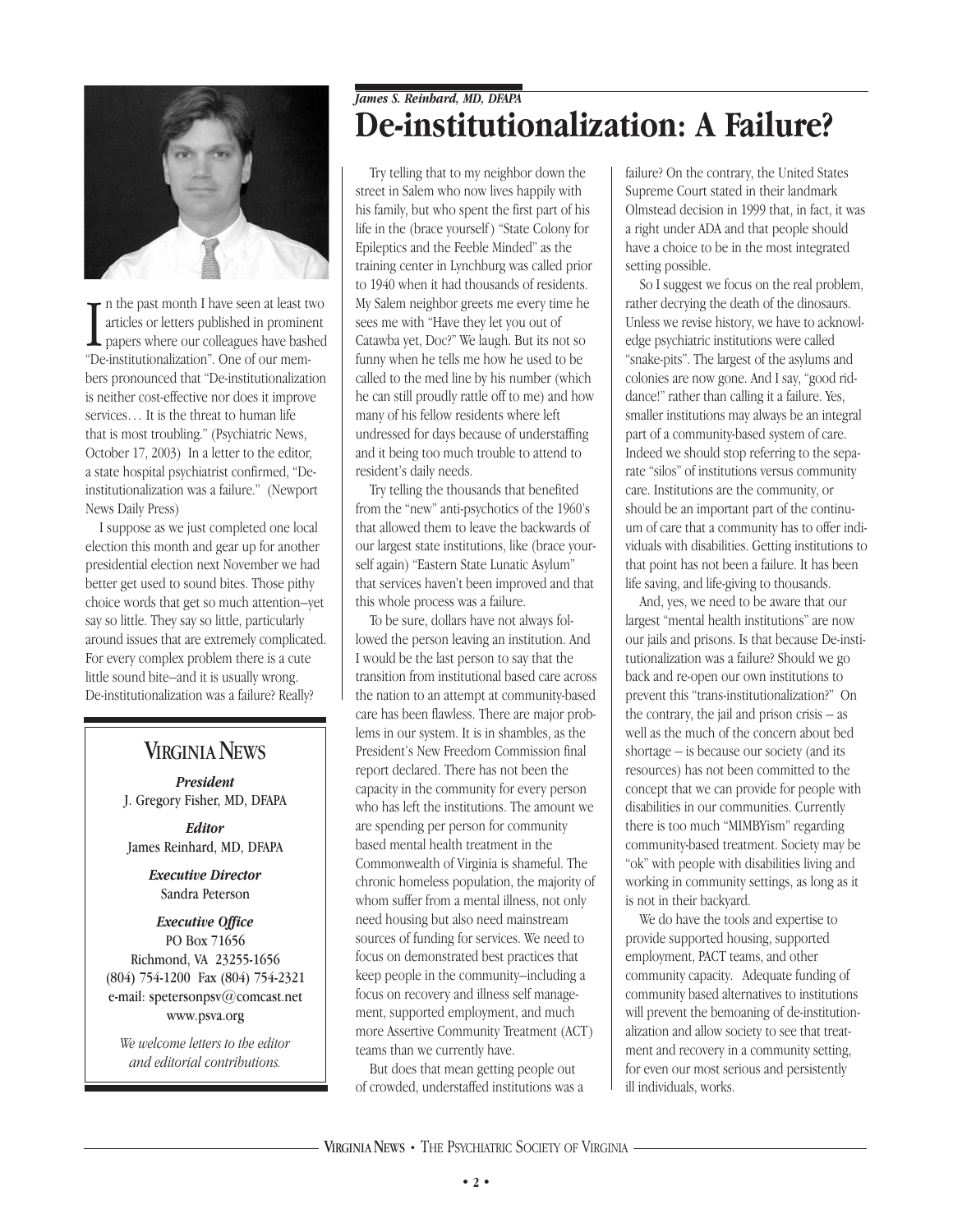*James S. Reinhard, MD, DFAPA*

# De-institutionalization: A Failure?

In the past month I have seen at least two articles or letters published in prominent papers where our colleagues have bashed "De-institutionalization". One of our members pronounced that "De-institutionalization is neither cost-effective nor does it improve services… It is the threat to human life that is most troubling." (Psychiatric News, October 17, 2003) In a letter to the editor, a state hospital psychiatrist confirmed, "De-institutionalization was a failure." (Newport News Daily Press)

I suppose as we just completed one local election this month and gear up for another presidential election next November we had better get used to sound bites. Those pithy choice words that get so much attention–yet say so little. They say so little, particularly around issues that are extremely complicated. For every complex problem there is a cute little sound bite–and it is usually wrong. De-institutionalization was a failure? Really?

Try telling that to my neighbor down the street in Salem who now lives happily with his family, but who spent the first part of his life in the (brace yourself) "State Colony for Epileptics and the Feeble Minded" as the training center in Lynchburg was called prior to 1940 when it had thousands of residents. My Salem neighbor greets me every time he sees me with "Have they let you out of Catawba yet, Doc?" We laugh. But its not so funny when he tells me how he used to be called to the med line by his number (which he can still proudly rattle off to me) and how many of his fellow residents where left undressed for days because of understaffing and it being too much trouble to attend to resident's daily needs.

Try telling the thousands that benefited from the "new" anti-psychotics of the 1960's that allowed them to leave the backwards of our largest state institutions, like (brace yourself again) "Eastern State Lunatic Asylum" that services haven't been improved and that this whole process was a failure.

To be sure, dollars have not always followed the person leaving an institution. And I would be the last person to say that the transition from institutional based care across the nation to an attempt at community-based care has been flawless. There are major problems in our system. It is in shambles, as the President's New Freedom Commission final report declared. There has not been the capacity in the community for every person who has left the institutions. The amount we are spending per person for community based mental health treatment in the Commonwealth of Virginia is shameful. The chronic homeless population, the majority of whom suffer from a mental illness, not only need housing but also need mainstream sources of funding for services. We need to focus on demonstrated best practices that keep people in the community–including a focus on recovery and illness self management, supported employment, and much more Assertive Community Treatment (ACT) teams than we currently have.

But does that mean getting people out of crowded, understaffed institutions was a failure? On the contrary, the United States Supreme Court stated in their landmark Olmstead decision in 1999 that, in fact, it was a right under ADA and that people should have a choice to be in the most integrated setting possible.

So I suggest we focus on the real problem, rather decrying the death of the dinosaurs. Unless we revise history, we have to acknowledge psychiatric institutions were called "snake-pits". The largest of the asylums and colonies are now gone. And I say, "good riddance!" rather than calling it a failure. Yes, smaller institutions may always be an integral part of a community-based system of care. Indeed we should stop referring to the separate "silos" of institutions versus community care. Institutions are the community, or should be an important part of the continuum of care that a community has to offer individuals with disabilities. Getting institutions to that point has not been a failure. It has been life saving, and life-giving to thousands.

And, yes, we need to be aware that our largest "mental health institutions" are now our jails and prisons. Is that because De-institutionalization was a failure? Should we go back and re-open our own institutions to prevent this "trans-institutionalization?" On the contrary, the jail and prison crisis – as well as the much of the concern about bed shortage – is because our society (and its resources) has not been committed to the concept that we can provide for people with disabilities in our communities. Currently there is too much "MIMBYism" regarding community-based treatment. Society may be "ok" with people with disabilities living and working in community settings, as long as it is not in their backyard.

We do have the tools and expertise to provide supported housing, supported employment, PACT teams, and other community capacity. Adequate funding of community based alternatives to institutions will prevent the bemoaning of de-institutionalization and allow society to see that treatment and recovery in a community setting, for even our most serious and persistently ill individuals, works.

## VIRGINIA NEWS

***President***
J. Gregory Fisher, MD, DFAPA

***Editor***
James Reinhard, MD, DFAPA

***Executive Director***
Sandra Peterson

***Executive Office***
PO Box 71656
Richmond, VA 23255-1656
(804) 754-1200 Fax (804) 754-2321
e-mail: spetersonpsv@comcast.net
www.psva.org

*We welcome letters to the editor and editorial contributions.*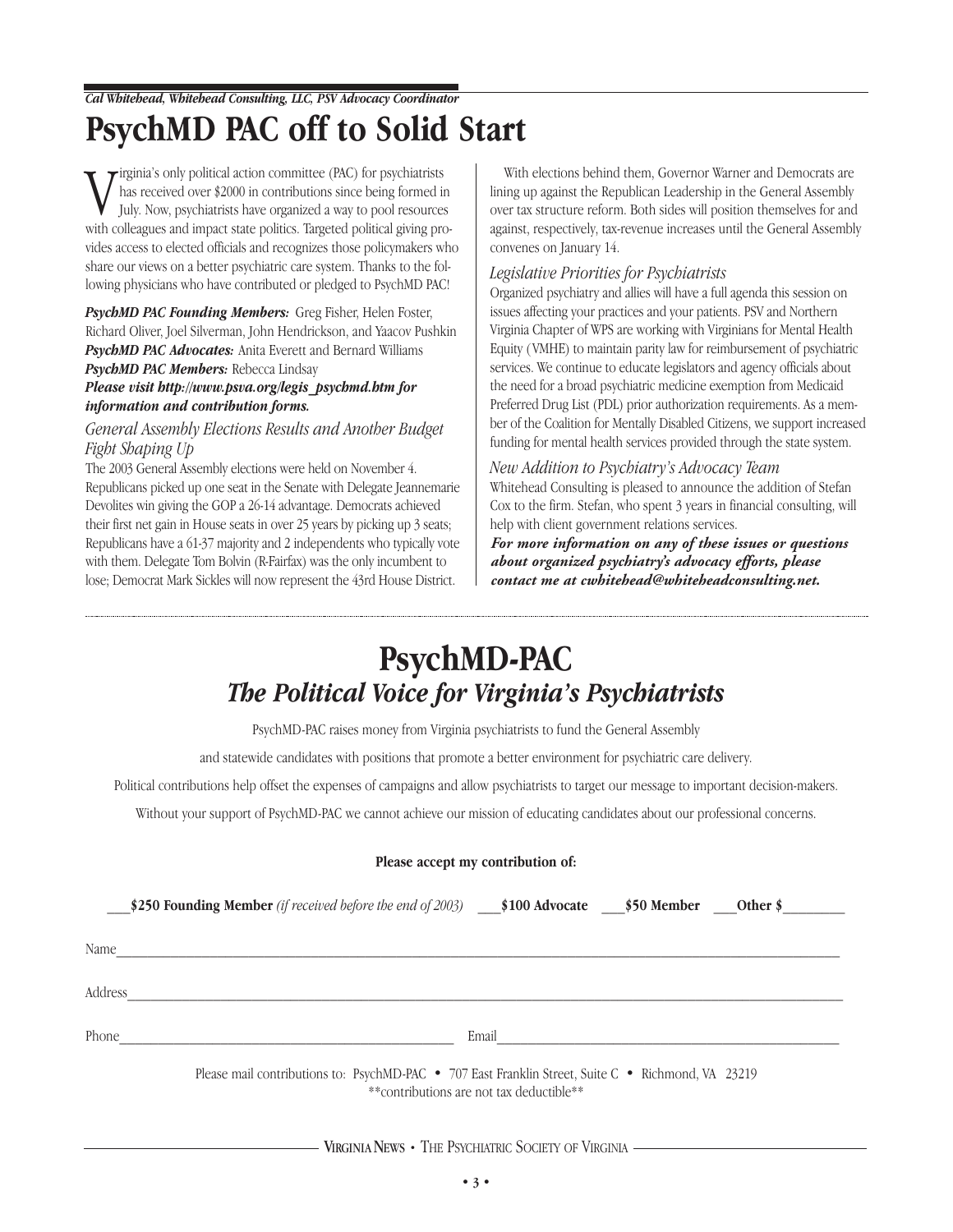*Cal Whitehead, Whitehead Consulting, LLC, PSV Advocacy Coordinator*

# PsychMD PAC off to Solid Start

Virginia's only political action committee (PAC) for psychiatrists has received over $2000 in contributions since being formed in July. Now, psychiatrists have organized a way to pool resources with colleagues and impact state politics. Targeted political giving provides access to elected officials and recognizes those policymakers who share our views on a better psychiatric care system. Thanks to the following physicians who have contributed or pledged to PsychMD PAC!

***PsychMD PAC Founding Members:*** Greg Fisher, Helen Foster, Richard Oliver, Joel Silverman, John Hendrickson, and Yaacov Pushkin
***PsychMD PAC Advocates:*** Anita Everett and Bernard Williams
***PsychMD PAC Members:*** Rebecca Lindsay
***Please visit http://www.psva.org/legis_psychmd.htm for information and contribution forms.***

### *General Assembly Elections Results and Another Budget Fight Shaping Up*

The 2003 General Assembly elections were held on November 4. Republicans picked up one seat in the Senate with Delegate Jeannemarie Devolites win giving the GOP a 26-14 advantage. Democrats achieved their first net gain in House seats in over 25 years by picking up 3 seats; Republicans have a 61-37 majority and 2 independents who typically vote with them. Delegate Tom Bolvin (R-Fairfax) was the only incumbent to lose; Democrat Mark Sickles will now represent the 43rd House District.

With elections behind them, Governor Warner and Democrats are lining up against the Republican Leadership in the General Assembly over tax structure reform. Both sides will position themselves for and against, respectively, tax-revenue increases until the General Assembly convenes on January 14.

### *Legislative Priorities for Psychiatrists*

Organized psychiatry and allies will have a full agenda this session on issues affecting your practices and your patients. PSV and Northern Virginia Chapter of WPS are working with Virginians for Mental Health Equity (VMHE) to maintain parity law for reimbursement of psychiatric services. We continue to educate legislators and agency officials about the need for a broad psychiatric medicine exemption from Medicaid Preferred Drug List (PDL) prior authorization requirements. As a member of the Coalition for Mentally Disabled Citizens, we support increased funding for mental health services provided through the state system.

### *New Addition to Psychiatry's Advocacy Team*

Whitehead Consulting is pleased to announce the addition of Stefan Cox to the firm. Stefan, who spent 3 years in financial consulting, will help with client government relations services.

***For more information on any of these issues or questions about organized psychiatry's advocacy efforts, please contact me at cwhitehead@whiteheadconsulting.net.***

---

# PsychMD-PAC

## *The Political Voice for Virginia's Psychiatrists*

PsychMD-PAC raises money from Virginia psychiatrists to fund the General Assembly and statewide candidates with positions that promote a better environment for psychiatric care delivery.

Political contributions help offset the expenses of campaigns and allow psychiatrists to target our message to important decision-makers.

Without your support of PsychMD-PAC we cannot achieve our mission of educating candidates about our professional concerns.

**Please accept my contribution of:**

___**$250 Founding Member** *(if received before the end of 2003)* ___**$100 Advocate** ___**$50 Member** ___**Other $**_________

Name________________________________________________

Address______________________________________________

Phone_________________________ Email_________________________

Please mail contributions to: PsychMD-PAC • 707 East Franklin Street, Suite C • Richmond, VA 23219
**contributions are not tax deductible**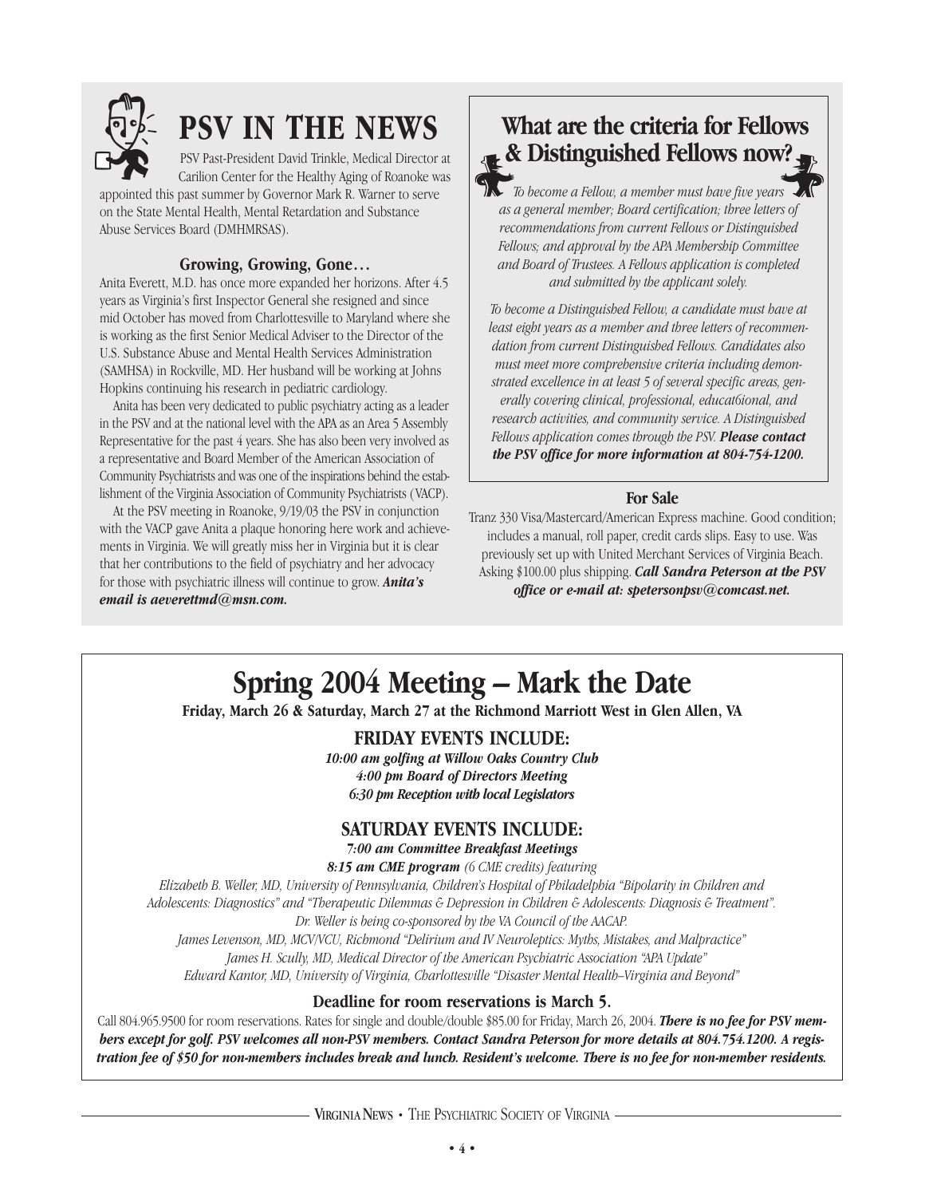# PSV IN THE NEWS

PSV Past-President David Trinkle, Medical Director at Carilion Center for the Healthy Aging of Roanoke was appointed this past summer by Governor Mark R. Warner to serve on the State Mental Health, Mental Retardation and Substance Abuse Services Board (DMHMRSAS).

### Growing, Growing, Gone…

Anita Everett, M.D. has once more expanded her horizons. After 4.5 years as Virginia's first Inspector General she resigned and since mid October has moved from Charlottesville to Maryland where she is working as the first Senior Medical Adviser to the Director of the U.S. Substance Abuse and Mental Health Services Administration (SAMHSA) in Rockville, MD. Her husband will be working at Johns Hopkins continuing his research in pediatric cardiology.

Anita has been very dedicated to public psychiatry acting as a leader in the PSV and at the national level with the APA as an Area 5 Assembly Representative for the past 4 years. She has also been very involved as a representative and Board Member of the American Association of Community Psychiatrists and was one of the inspirations behind the establishment of the Virginia Association of Community Psychiatrists (VACP).

At the PSV meeting in Roanoke, 9/19/03 the PSV in conjunction with the VACP gave Anita a plaque honoring here work and achievements in Virginia. We will greatly miss her in Virginia but it is clear that her contributions to the field of psychiatry and her advocacy for those with psychiatric illness will continue to grow. ***Anita's email is aeverettmd@msn.com.***

## What are the criteria for Fellows & Distinguished Fellows now?

*To become a Fellow, a member must have five years as a general member; Board certification; three letters of recommendations from current Fellows or Distinguished Fellows; and approval by the APA Membership Committee and Board of Trustees. A Fellows application is completed and submitted by the applicant solely.*

*To become a Distinguished Fellow, a candidate must have at least eight years as a member and three letters of recommendation from current Distinguished Fellows. Candidates also must meet more comprehensive criteria including demonstrated excellence in at least 5 of several specific areas, generally covering clinical, professional, educat6ional, and research activities, and community service. A Distinguished Fellows application comes through the PSV.* ***Please contact the PSV office for more information at 804-754-1200.***

### For Sale

Tranz 330 Visa/Mastercard/American Express machine. Good condition; includes a manual, roll paper, credit cards slips. Easy to use. Was previously set up with United Merchant Services of Virginia Beach. Asking $100.00 plus shipping. ***Call Sandra Peterson at the PSV office or e-mail at: spetersonpsv@comcast.net.***

# Spring 2004 Meeting – Mark the Date

**Friday, March 26 & Saturday, March 27 at the Richmond Marriott West in Glen Allen, VA**

### FRIDAY EVENTS INCLUDE:

***10:00 am golfing at Willow Oaks Country Club***
***4:00 pm Board of Directors Meeting***
***6:30 pm Reception with local Legislators***

### SATURDAY EVENTS INCLUDE:

***7:00 am Committee Breakfast Meetings***
***8:15 am CME program*** *(6 CME credits) featuring*

*Elizabeth B. Weller, MD, University of Pennsylvania, Children's Hospital of Philadelphia "Bipolarity in Children and Adolescents: Diagnostics" and "Therapeutic Dilemmas & Depression in Children & Adolescents: Diagnosis & Treatment". Dr. Weller is being co-sponsored by the VA Council of the AACAP.*

*James Levenson, MD, MCV/VCU, Richmond "Delirium and IV Neuroleptics: Myths, Mistakes, and Malpractice"*

*James H. Scully, MD, Medical Director of the American Psychiatric Association "APA Update"*

*Edward Kantor, MD, University of Virginia, Charlottesville "Disaster Mental Health–Virginia and Beyond"*

**Deadline for room reservations is March 5.**

Call 804.965.9500 for room reservations. Rates for single and double/double $85.00 for Friday, March 26, 2004. ***There is no fee for PSV members except for golf. PSV welcomes all non-PSV members. Contact Sandra Peterson for more details at 804.754.1200. A registration fee of $50 for non-members includes break and lunch. Resident's welcome. There is no fee for non-member residents.***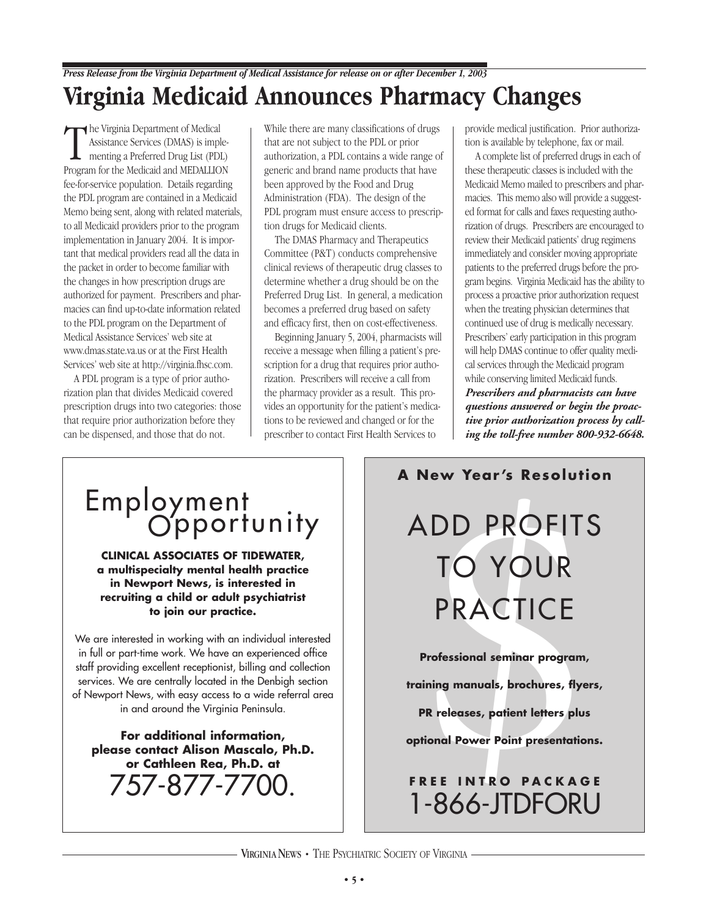*Press Release from the Virginia Department of Medical Assistance for release on or after December 1, 2003*

# Virginia Medicaid Announces Pharmacy Changes

The Virginia Department of Medical Assistance Services (DMAS) is implementing a Preferred Drug List (PDL) Program for the Medicaid and MEDALLION fee-for-service population. Details regarding the PDL program are contained in a Medicaid Memo being sent, along with related materials, to all Medicaid providers prior to the program implementation in January 2004. It is important that medical providers read all the data in the packet in order to become familiar with the changes in how prescription drugs are authorized for payment. Prescribers and pharmacies can find up-to-date information related to the PDL program on the Department of Medical Assistance Services' web site at www.dmas.state.va.us or at the First Health Services' web site at http://virginia.fhsc.com.

A PDL program is a type of prior authorization plan that divides Medicaid covered prescription drugs into two categories: those that require prior authorization before they can be dispensed, and those that do not.

While there are many classifications of drugs that are not subject to the PDL or prior authorization, a PDL contains a wide range of generic and brand name products that have been approved by the Food and Drug Administration (FDA). The design of the PDL program must ensure access to prescription drugs for Medicaid clients.

The DMAS Pharmacy and Therapeutics Committee (P&T) conducts comprehensive clinical reviews of therapeutic drug classes to determine whether a drug should be on the Preferred Drug List. In general, a medication becomes a preferred drug based on safety and efficacy first, then on cost-effectiveness.

Beginning January 5, 2004, pharmacists will receive a message when filling a patient's prescription for a drug that requires prior authorization. Prescribers will receive a call from the pharmacy provider as a result. This provides an opportunity for the patient's medications to be reviewed and changed or for the prescriber to contact First Health Services to provide medical justification. Prior authorization is available by telephone, fax or mail.

A complete list of preferred drugs in each of these therapeutic classes is included with the Medicaid Memo mailed to prescribers and pharmacies. This memo also will provide a suggested format for calls and faxes requesting authorization of drugs. Prescribers are encouraged to review their Medicaid patients' drug regimens immediately and consider moving appropriate patients to the preferred drugs before the program begins. Virginia Medicaid has the ability to process a proactive prior authorization request when the treating physician determines that continued use of drug is medically necessary. Prescribers' early participation in this program will help DMAS continue to offer quality medical services through the Medicaid program while conserving limited Medicaid funds. ***Prescribers and pharmacists can have questions answered or begin the proactive prior authorization process by calling the toll-free number 800-932-6648.***

---

## Employment Opportunity

**CLINICAL ASSOCIATES OF TIDEWATER, a multispecialty mental health practice in Newport News, is interested in recruiting a child or adult psychiatrist to join our practice.**

We are interested in working with an individual interested in full or part-time work. We have an experienced office staff providing excellent receptionist, billing and collection services. We are centrally located in the Denbigh section of Newport News, with easy access to a wide referral area in and around the Virginia Peninsula.

**For additional information, please contact Alison Mascalo, Ph.D. or Cathleen Rea, Ph.D. at**

757-877-7700.

---

**A New Year's Resolution**

## ADD PROFITS TO YOUR PRACTICE

**Professional seminar program, training manuals, brochures, flyers, PR releases, patient letters plus optional Power Point presentations.**

**FREE INTRO PACKAGE**

1-866-JTDFORU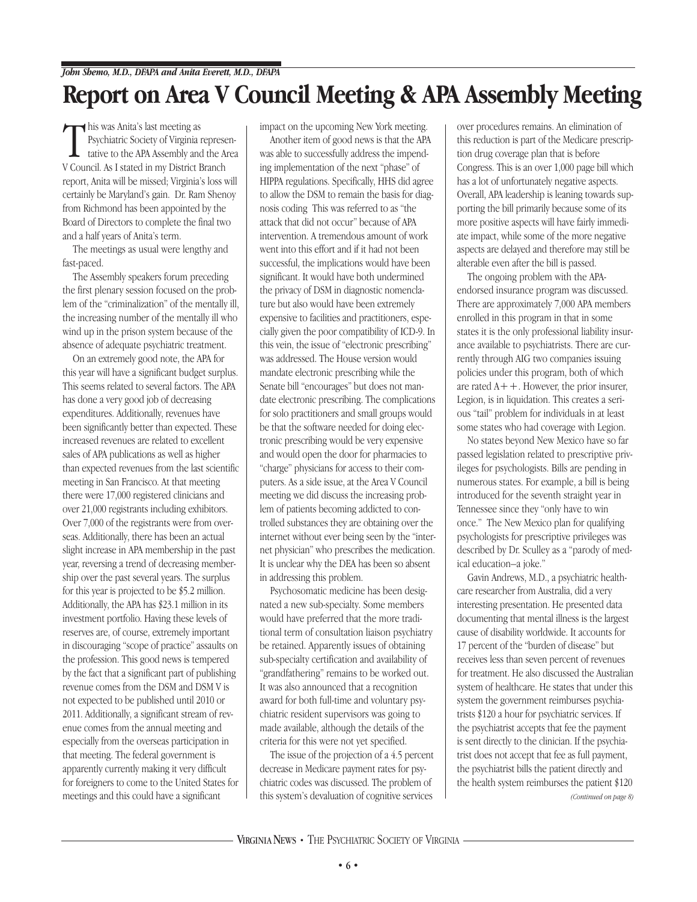*John Shemo, M.D., DFAPA and Anita Everett, M.D., DFAPA*

# Report on Area V Council Meeting & APA Assembly Meeting

This was Anita's last meeting as Psychiatric Society of Virginia representative to the APA Assembly and the Area V Council. As I stated in my District Branch report, Anita will be missed; Virginia's loss will certainly be Maryland's gain. Dr. Ram Shenoy from Richmond has been appointed by the Board of Directors to complete the final two and a half years of Anita's term.

The meetings as usual were lengthy and fast-paced.

The Assembly speakers forum preceding the first plenary session focused on the problem of the "criminalization" of the mentally ill, the increasing number of the mentally ill who wind up in the prison system because of the absence of adequate psychiatric treatment.

On an extremely good note, the APA for this year will have a significant budget surplus. This seems related to several factors. The APA has done a very good job of decreasing expenditures. Additionally, revenues have been significantly better than expected. These increased revenues are related to excellent sales of APA publications as well as higher than expected revenues from the last scientific meeting in San Francisco. At that meeting there were 17,000 registered clinicians and over 21,000 registrants including exhibitors. Over 7,000 of the registrants were from overseas. Additionally, there has been an actual slight increase in APA membership in the past year, reversing a trend of decreasing membership over the past several years. The surplus for this year is projected to be $5.2 million. Additionally, the APA has $23.1 million in its investment portfolio. Having these levels of reserves are, of course, extremely important in discouraging "scope of practice" assaults on the profession. This good news is tempered by the fact that a significant part of publishing revenue comes from the DSM and DSM V is not expected to be published until 2010 or 2011. Additionally, a significant stream of revenue comes from the annual meeting and especially from the overseas participation in that meeting. The federal government is apparently currently making it very difficult for foreigners to come to the United States for meetings and this could have a significant impact on the upcoming New York meeting.

Another item of good news is that the APA was able to successfully address the impending implementation of the next "phase" of HIPPA regulations. Specifically, HHS did agree to allow the DSM to remain the basis for diagnosis coding This was referred to as "the attack that did not occur" because of APA intervention. A tremendous amount of work went into this effort and if it had not been successful, the implications would have been significant. It would have both undermined the privacy of DSM in diagnostic nomenclature but also would have been extremely expensive to facilities and practitioners, especially given the poor compatibility of ICD-9. In this vein, the issue of "electronic prescribing" was addressed. The House version would mandate electronic prescribing while the Senate bill "encourages" but does not mandate electronic prescribing. The complications for solo practitioners and small groups would be that the software needed for doing electronic prescribing would be very expensive and would open the door for pharmacies to "charge" physicians for access to their computers. As a side issue, at the Area V Council meeting we did discuss the increasing problem of patients becoming addicted to controlled substances they are obtaining over the internet without ever being seen by the "internet physician" who prescribes the medication. It is unclear why the DEA has been so absent in addressing this problem.

Psychosomatic medicine has been designated a new sub-specialty. Some members would have preferred that the more traditional term of consultation liaison psychiatry be retained. Apparently issues of obtaining sub-specialty certification and availability of "grandfathering" remains to be worked out. It was also announced that a recognition award for both full-time and voluntary psychiatric resident supervisors was going to made available, although the details of the criteria for this were not yet specified.

The issue of the projection of a 4.5 percent decrease in Medicare payment rates for psychiatric codes was discussed. The problem of this system's devaluation of cognitive services over procedures remains. An elimination of this reduction is part of the Medicare prescription drug coverage plan that is before Congress. This is an over 1,000 page bill which has a lot of unfortunately negative aspects. Overall, APA leadership is leaning towards supporting the bill primarily because some of its more positive aspects will have fairly immediate impact, while some of the more negative aspects are delayed and therefore may still be alterable even after the bill is passed.

The ongoing problem with the APA-endorsed insurance program was discussed. There are approximately 7,000 APA members enrolled in this program in that in some states it is the only professional liability insurance available to psychiatrists. There are currently through AIG two companies issuing policies under this program, both of which are rated A++. However, the prior insurer, Legion, is in liquidation. This creates a serious "tail" problem for individuals in at least some states who had coverage with Legion.

No states beyond New Mexico have so far passed legislation related to prescriptive privileges for psychologists. Bills are pending in numerous states. For example, a bill is being introduced for the seventh straight year in Tennessee since they "only have to win once." The New Mexico plan for qualifying psychologists for prescriptive privileges was described by Dr. Sculley as a "parody of medical education–a joke."

Gavin Andrews, M.D., a psychiatric healthcare researcher from Australia, did a very interesting presentation. He presented data documenting that mental illness is the largest cause of disability worldwide. It accounts for 17 percent of the "burden of disease" but receives less than seven percent of revenues for treatment. He also discussed the Australian system of healthcare. He states that under this system the government reimburses psychiatrists $120 a hour for psychiatric services. If the psychiatrist accepts that fee the payment is sent directly to the clinician. If the psychiatrist does not accept that fee as full payment, the psychiatrist bills the patient directly and the health system reimburses the patient $120

*(Continued on page 8)*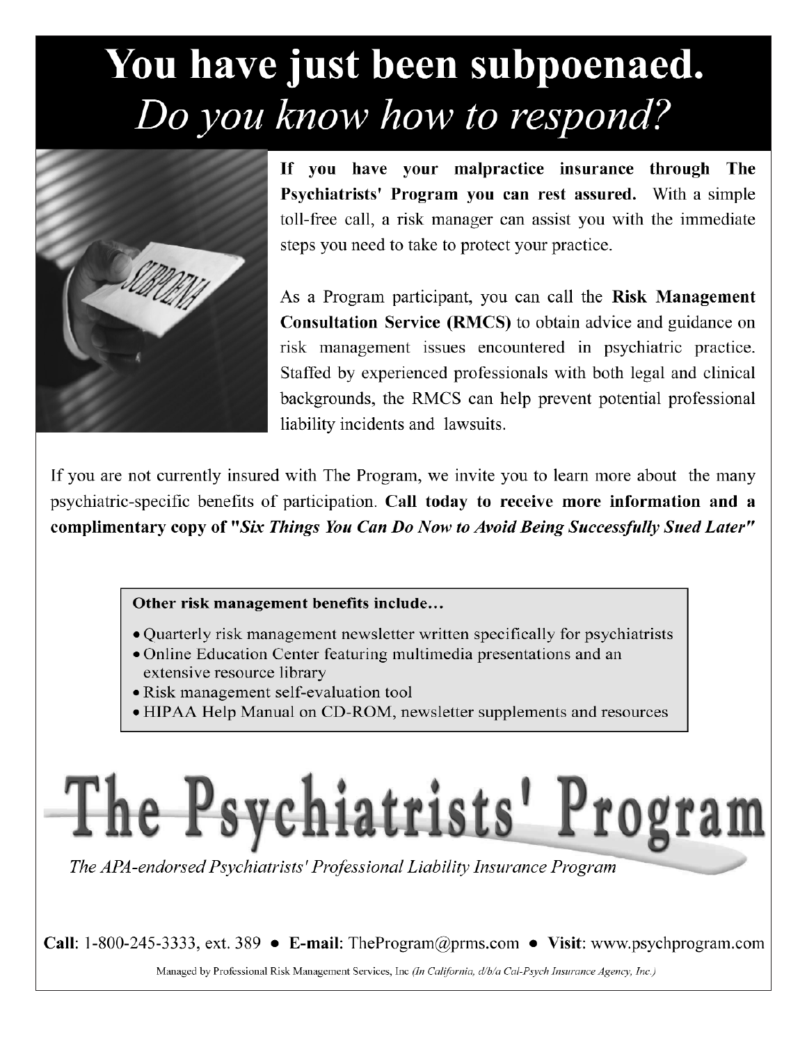# You have just been subpoenaed.

## *Do you know how to respond?*

**If you have your malpractice insurance through The Psychiatrists' Program you can rest assured.** With a simple toll-free call, a risk manager can assist you with the immediate steps you need to take to protect your practice.

As a Program participant, you can call the **Risk Management Consultation Service (RMCS)** to obtain advice and guidance on risk management issues encountered in psychiatric practice. Staffed by experienced professionals with both legal and clinical backgrounds, the RMCS can help prevent potential professional liability incidents and lawsuits.

If you are not currently insured with The Program, we invite you to learn more about the many psychiatric-specific benefits of participation. **Call today to receive more information and a complimentary copy of "*Six Things You Can Do Now to Avoid Being Successfully Sued Later*"**

**Other risk management benefits include…**

- Quarterly risk management newsletter written specifically for psychiatrists
- Online Education Center featuring multimedia presentations and an extensive resource library
- Risk management self-evaluation tool
- HIPAA Help Manual on CD-ROM, newsletter supplements and resources

# The Psychiatrists' Program

*The APA-endorsed Psychiatrists' Professional Liability Insurance Program*

**Call**: 1-800-245-3333, ext. 389 • **E-mail**: TheProgram@prms.com • **Visit**: www.psychprogram.com

Managed by Professional Risk Management Services, Inc *(In California, d/b/a Cal-Psych Insurance Agency, Inc.)*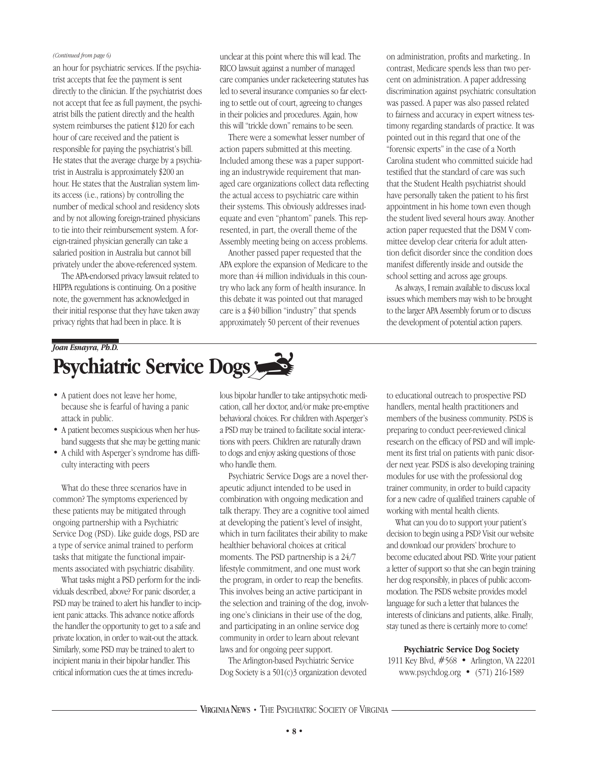*(Continued from page 6)*

an hour for psychiatric services. If the psychiatrist accepts that fee the payment is sent directly to the clinician. If the psychiatrist does not accept that fee as full payment, the psychiatrist bills the patient directly and the health system reimburses the patient $120 for each hour of care received and the patient is responsible for paying the psychiatrist's bill. He states that the average charge by a psychiatrist in Australia is approximately $200 an hour. He states that the Australian system limits access (i.e., rations) by controlling the number of medical school and residency slots and by not allowing foreign-trained physicians to tie into their reimbursement system. A foreign-trained physician generally can take a salaried position in Australia but cannot bill privately under the above-referenced system.

The APA-endorsed privacy lawsuit related to HIPPA regulations is continuing. On a positive note, the government has acknowledged in their initial response that they have taken away privacy rights that had been in place. It is unclear at this point where this will lead. The RICO lawsuit against a number of managed care companies under racketeering statutes has led to several insurance companies so far electing to settle out of court, agreeing to changes in their policies and procedures. Again, how this will "trickle down" remains to be seen.

There were a somewhat lesser number of action papers submitted at this meeting. Included among these was a paper supporting an industrywide requirement that managed care organizations collect data reflecting the actual access to psychiatric care within their systems. This obviously addresses inadequate and even "phantom" panels. This represented, in part, the overall theme of the Assembly meeting being on access problems.

Another passed paper requested that the APA explore the expansion of Medicare to the more than 44 million individuals in this country who lack any form of health insurance. In this debate it was pointed out that managed care is a $40 billion "industry" that spends approximately 50 percent of their revenues on administration, profits and marketing.. In contrast, Medicare spends less than two percent on administration. A paper addressing discrimination against psychiatric consultation was passed. A paper was also passed related to fairness and accuracy in expert witness testimony regarding standards of practice. It was pointed out in this regard that one of the "forensic experts" in the case of a North Carolina student who committed suicide had testified that the standard of care was such that the Student Health psychiatrist should have personally taken the patient to his first appointment in his home town even though the student lived several hours away. Another action paper requested that the DSM V committee develop clear criteria for adult attention deficit disorder since the condition does manifest differently inside and outside the school setting and across age groups.

As always, I remain available to discuss local issues which members may wish to be brought to the larger APA Assembly forum or to discuss the development of potential action papers.

***Joan Esnayra, Ph.D.***

# Psychiatric Service Dogs

- A patient does not leave her home, because she is fearful of having a panic attack in public.
- A patient becomes suspicious when her husband suggests that she may be getting manic
- A child with Asperger's syndrome has difficulty interacting with peers

What do these three scenarios have in common? The symptoms experienced by these patients may be mitigated through ongoing partnership with a Psychiatric Service Dog (PSD). Like guide dogs, PSD are a type of service animal trained to perform tasks that mitigate the functional impairments associated with psychiatric disability.

What tasks might a PSD perform for the individuals described, above? For panic disorder, a PSD may be trained to alert his handler to incipient panic attacks. This advance notice affords the handler the opportunity to get to a safe and private location, in order to wait-out the attack. Similarly, some PSD may be trained to alert to incipient mania in their bipolar handler. This critical information cues the at times incredulous bipolar handler to take antipsychotic medication, call her doctor, and/or make pre-emptive behavioral choices. For children with Asperger's a PSD may be trained to facilitate social interactions with peers. Children are naturally drawn to dogs and enjoy asking questions of those who handle them.

Psychiatric Service Dogs are a novel therapeutic adjunct intended to be used in combination with ongoing medication and talk therapy. They are a cognitive tool aimed at developing the patient's level of insight, which in turn facilitates their ability to make healthier behavioral choices at critical moments. The PSD partnership is a 24/7 lifestyle commitment, and one must work the program, in order to reap the benefits. This involves being an active participant in the selection and training of the dog, involving one's clinicians in their use of the dog, and participating in an online service dog community in order to learn about relevant laws and for ongoing peer support.

The Arlington-based Psychiatric Service Dog Society is a 501(c)3 organization devoted to educational outreach to prospective PSD handlers, mental health practitioners and members of the business community. PSDS is preparing to conduct peer-reviewed clinical research on the efficacy of PSD and will implement its first trial on patients with panic disorder next year. PSDS is also developing training modules for use with the professional dog trainer community, in order to build capacity for a new cadre of qualified trainers capable of working with mental health clients.

What can you do to support your patient's decision to begin using a PSD? Visit our website and download our providers' brochure to become educated about PSD. Write your patient a letter of support so that she can begin training her dog responsibly, in places of public accommodation. The PSDS website provides model language for such a letter that balances the interests of clinicians and patients, alike. Finally, stay tuned as there is certainly more to come!

**Psychiatric Service Dog Society**
1911 Key Blvd, #568 • Arlington, VA 22201
www.psychdog.org • (571) 216-1589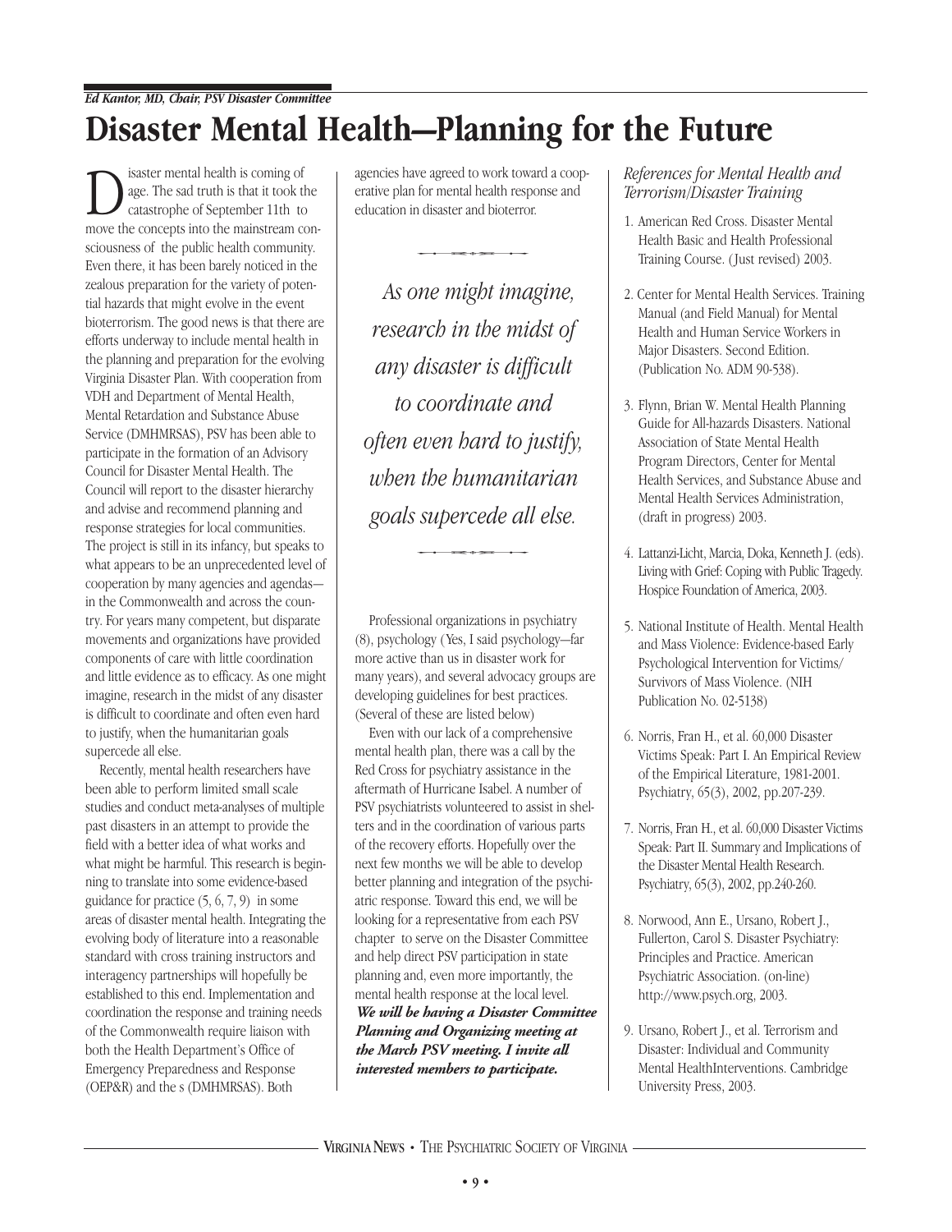*Ed Kantor, MD, Chair, PSV Disaster Committee*

# Disaster Mental Health—Planning for the Future

Disaster mental health is coming of age. The sad truth is that it took the catastrophe of September 11th to move the concepts into the mainstream consciousness of the public health community. Even there, it has been barely noticed in the zealous preparation for the variety of potential hazards that might evolve in the event bioterrorism. The good news is that there are efforts underway to include mental health in the planning and preparation for the evolving Virginia Disaster Plan. With cooperation from VDH and Department of Mental Health, Mental Retardation and Substance Abuse Service (DMHMRSAS), PSV has been able to participate in the formation of an Advisory Council for Disaster Mental Health. The Council will report to the disaster hierarchy and advise and recommend planning and response strategies for local communities. The project is still in its infancy, but speaks to what appears to be an unprecedented level of cooperation by many agencies and agendas—in the Commonwealth and across the country. For years many competent, but disparate movements and organizations have provided components of care with little coordination and little evidence as to efficacy. As one might imagine, research in the midst of any disaster is difficult to coordinate and often even hard to justify, when the humanitarian goals supercede all else.

Recently, mental health researchers have been able to perform limited small scale studies and conduct meta-analyses of multiple past disasters in an attempt to provide the field with a better idea of what works and what might be harmful. This research is beginning to translate into some evidence-based guidance for practice (5, 6, 7, 9) in some areas of disaster mental health. Integrating the evolving body of literature into a reasonable standard with cross training instructors and interagency partnerships will hopefully be established to this end. Implementation and coordination the response and training needs of the Commonwealth require liaison with both the Health Department's Office of Emergency Preparedness and Response (OEP&R) and the s (DMHMRSAS). Both agencies have agreed to work toward a cooperative plan for mental health response and education in disaster and bioterror.

*As one might imagine, research in the midst of any disaster is difficult to coordinate and often even hard to justify, when the humanitarian goals supercede all else.*

Professional organizations in psychiatry (8), psychology (Yes, I said psychology—far more active than us in disaster work for many years), and several advocacy groups are developing guidelines for best practices. (Several of these are listed below)

Even with our lack of a comprehensive mental health plan, there was a call by the Red Cross for psychiatry assistance in the aftermath of Hurricane Isabel. A number of PSV psychiatrists volunteered to assist in shelters and in the coordination of various parts of the recovery efforts. Hopefully over the next few months we will be able to develop better planning and integration of the psychiatric response. Toward this end, we will be looking for a representative from each PSV chapter to serve on the Disaster Committee and help direct PSV participation in state planning and, even more importantly, the mental health response at the local level. ***We will be having a Disaster Committee Planning and Organizing meeting at the March PSV meeting. I invite all interested members to participate.***

*References for Mental Health and Terrorism/Disaster Training*

1. American Red Cross. Disaster Mental Health Basic and Health Professional Training Course. (Just revised) 2003.
2. Center for Mental Health Services. Training Manual (and Field Manual) for Mental Health and Human Service Workers in Major Disasters. Second Edition. (Publication No. ADM 90-538).
3. Flynn, Brian W. Mental Health Planning Guide for All-hazards Disasters. National Association of State Mental Health Program Directors, Center for Mental Health Services, and Substance Abuse and Mental Health Services Administration, (draft in progress) 2003.
4. Lattanzi-Licht, Marcia, Doka, Kenneth J. (eds). Living with Grief: Coping with Public Tragedy. Hospice Foundation of America, 2003.
5. National Institute of Health. Mental Health and Mass Violence: Evidence-based Early Psychological Intervention for Victims/ Survivors of Mass Violence. (NIH Publication No. 02-5138)
6. Norris, Fran H., et al. 60,000 Disaster Victims Speak: Part I. An Empirical Review of the Empirical Literature, 1981-2001. Psychiatry, 65(3), 2002, pp.207-239.
7. Norris, Fran H., et al. 60,000 Disaster Victims Speak: Part II. Summary and Implications of the Disaster Mental Health Research. Psychiatry, 65(3), 2002, pp.240-260.
8. Norwood, Ann E., Ursano, Robert J., Fullerton, Carol S. Disaster Psychiatry: Principles and Practice. American Psychiatric Association. (on-line) http://www.psych.org, 2003.
9. Ursano, Robert J., et al. Terrorism and Disaster: Individual and Community Mental HealthInterventions. Cambridge University Press, 2003.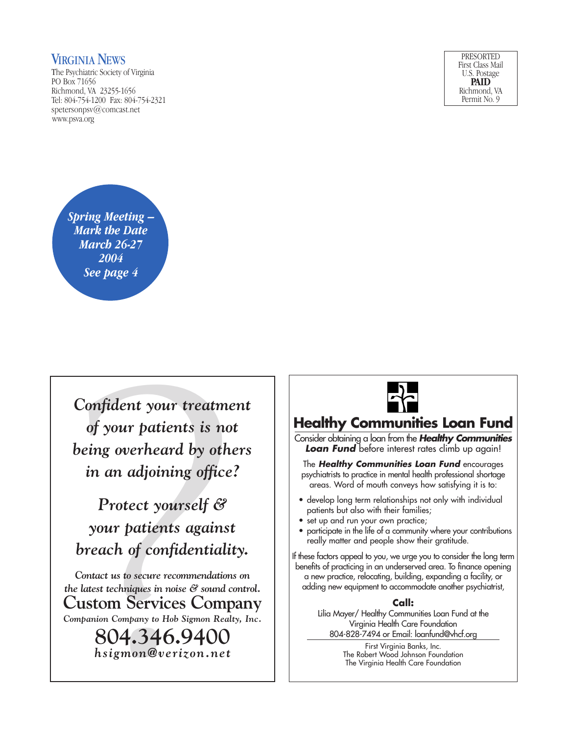**VIRGINIA NEWS**
The Psychiatric Society of Virginia
PO Box 71656
Richmond, VA 23255-1656
Tel: 804-754-1200 Fax: 804-754-2321
spetersonpsv@comcast.net
www.psva.org

PRESORTED
First Class Mail
U.S. Postage
**PAID**
Richmond, VA
Permit No. 9

***Spring Meeting – Mark the Date March 26-27 2004 See page 4***

*Confident your treatment of your patients is not being overheard by others in an adjoining office?*

*Protect yourself & your patients against breach of confidentiality.*

*Contact us to secure recommendations on the latest techniques in noise & sound control.*

**Custom Services Company**

*Companion Company to Hob Sigmon Realty, Inc.*

**804.346.9400**

*hsigmon@verizon.net*

## Healthy Communities Loan Fund

Consider obtaining a loan from the ***Healthy Communities Loan Fund*** before interest rates climb up again!

The ***Healthy Communities Loan Fund*** encourages psychiatrists to practice in mental health professional shortage areas. Word of mouth conveys how satisfying it is to:

- develop long term relationships not only with individual patients but also with their families;
- set up and run your own practice;
- participate in the life of a community where your contributions really matter and people show their gratitude.

If these factors appeal to you, we urge you to consider the long term benefits of practicing in an underserved area. To finance opening a new practice, relocating, building, expanding a facility, or adding new equipment to accommodate another psychiatrist,

**Call:**

Lilia Mayer/ Healthy Communities Loan Fund at the Virginia Health Care Foundation
804-828-7494 or Email: loanfund@vhcf.org

First Virginia Banks, Inc.
The Robert Wood Johnson Foundation
The Virginia Health Care Foundation